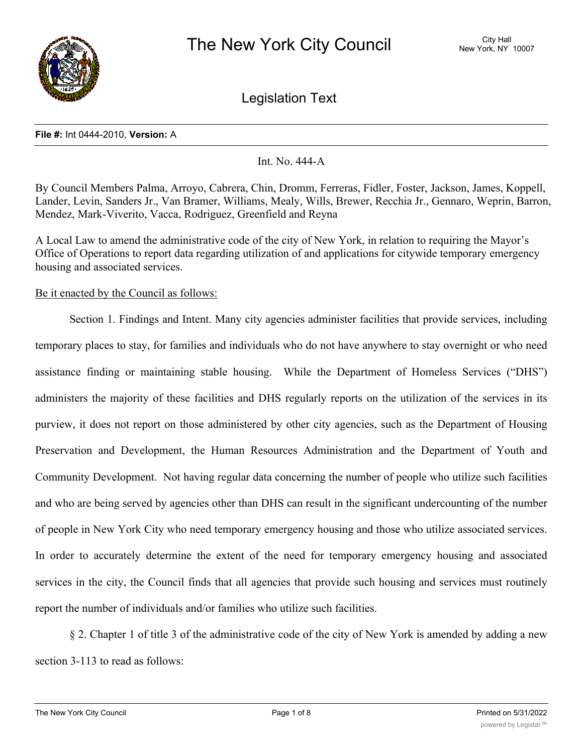# The New York City Council

City Hall
New York, NY 10007

## Legislation Text

**File #:** Int 0444-2010, **Version:** A

Int. No. 444-A

By Council Members Palma, Arroyo, Cabrera, Chin, Dromm, Ferreras, Fidler, Foster, Jackson, James, Koppell, Lander, Levin, Sanders Jr., Van Bramer, Williams, Mealy, Wills, Brewer, Recchia Jr., Gennaro, Weprin, Barron, Mendez, Mark-Viverito, Vacca, Rodriguez, Greenfield and Reyna

A Local Law to amend the administrative code of the city of New York, in relation to requiring the Mayor's Office of Operations to report data regarding utilization of and applications for citywide temporary emergency housing and associated services.

Be it enacted by the Council as follows:

Section 1. Findings and Intent. Many city agencies administer facilities that provide services, including temporary places to stay, for families and individuals who do not have anywhere to stay overnight or who need assistance finding or maintaining stable housing. While the Department of Homeless Services ("DHS") administers the majority of these facilities and DHS regularly reports on the utilization of the services in its purview, it does not report on those administered by other city agencies, such as the Department of Housing Preservation and Development, the Human Resources Administration and the Department of Youth and Community Development. Not having regular data concerning the number of people who utilize such facilities and who are being served by agencies other than DHS can result in the significant undercounting of the number of people in New York City who need temporary emergency housing and those who utilize associated services. In order to accurately determine the extent of the need for temporary emergency housing and associated services in the city, the Council finds that all agencies that provide such housing and services must routinely report the number of individuals and/or families who utilize such facilities.

§ 2. Chapter 1 of title 3 of the administrative code of the city of New York is amended by adding a new section 3-113 to read as follows: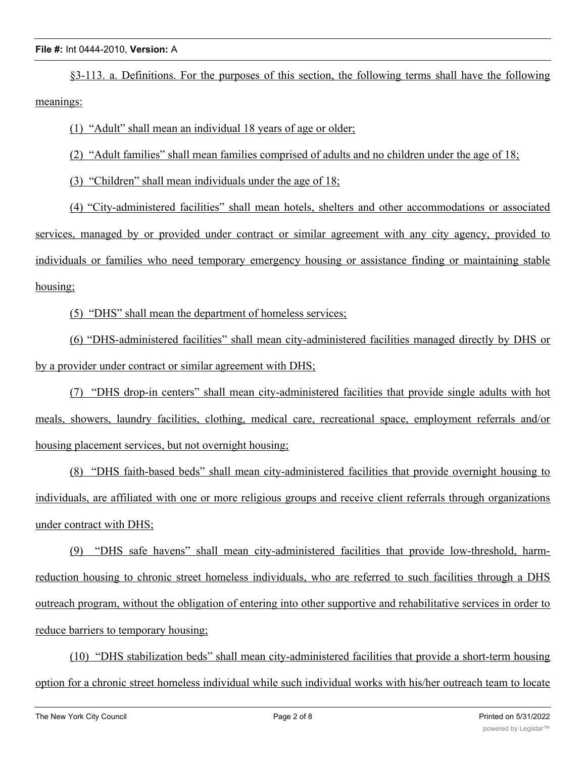§3-113. a. Definitions. For the purposes of this section, the following terms shall have the following meanings:

(1) "Adult" shall mean an individual 18 years of age or older;

(2) "Adult families" shall mean families comprised of adults and no children under the age of 18;

(3) "Children" shall mean individuals under the age of 18;

(4) "City-administered facilities" shall mean hotels, shelters and other accommodations or associated services, managed by or provided under contract or similar agreement with any city agency, provided to individuals or families who need temporary emergency housing or assistance finding or maintaining stable housing;

(5) "DHS" shall mean the department of homeless services;

(6) "DHS-administered facilities" shall mean city-administered facilities managed directly by DHS or by a provider under contract or similar agreement with DHS;

(7) "DHS drop-in centers" shall mean city-administered facilities that provide single adults with hot meals, showers, laundry facilities, clothing, medical care, recreational space, employment referrals and/or housing placement services, but not overnight housing;

(8) "DHS faith-based beds" shall mean city-administered facilities that provide overnight housing to individuals, are affiliated with one or more religious groups and receive client referrals through organizations under contract with DHS;

(9) "DHS safe havens" shall mean city-administered facilities that provide low-threshold, harm-reduction housing to chronic street homeless individuals, who are referred to such facilities through a DHS outreach program, without the obligation of entering into other supportive and rehabilitative services in order to reduce barriers to temporary housing;

(10) "DHS stabilization beds" shall mean city-administered facilities that provide a short-term housing option for a chronic street homeless individual while such individual works with his/her outreach team to locate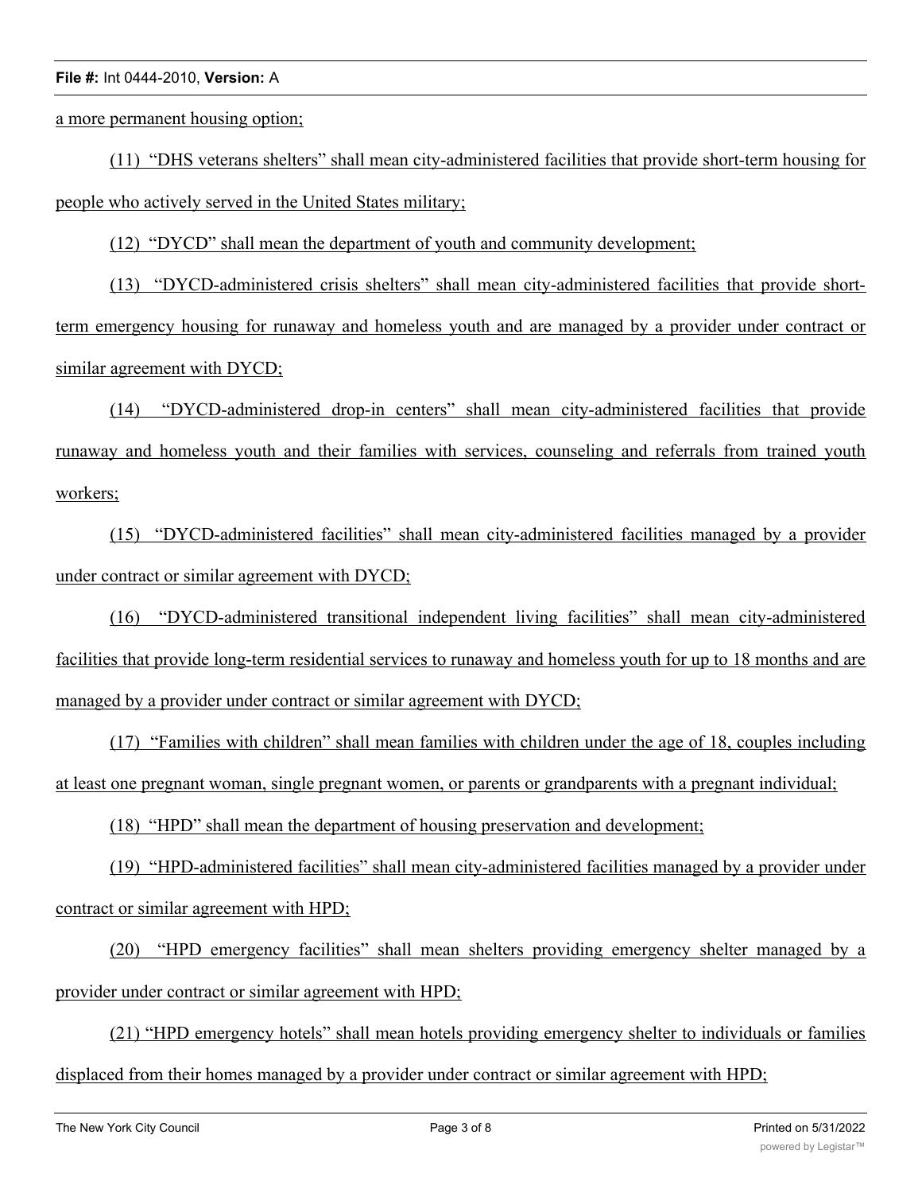a more permanent housing option;

(11) "DHS veterans shelters" shall mean city-administered facilities that provide short-term housing for people who actively served in the United States military;

(12) "DYCD" shall mean the department of youth and community development;

(13) "DYCD-administered crisis shelters" shall mean city-administered facilities that provide short-term emergency housing for runaway and homeless youth and are managed by a provider under contract or similar agreement with DYCD;

(14) "DYCD-administered drop-in centers" shall mean city-administered facilities that provide runaway and homeless youth and their families with services, counseling and referrals from trained youth workers;

(15) "DYCD-administered facilities" shall mean city-administered facilities managed by a provider under contract or similar agreement with DYCD;

(16) "DYCD-administered transitional independent living facilities" shall mean city-administered facilities that provide long-term residential services to runaway and homeless youth for up to 18 months and are managed by a provider under contract or similar agreement with DYCD;

(17) "Families with children" shall mean families with children under the age of 18, couples including at least one pregnant woman, single pregnant women, or parents or grandparents with a pregnant individual;

(18) "HPD" shall mean the department of housing preservation and development;

(19) "HPD-administered facilities" shall mean city-administered facilities managed by a provider under contract or similar agreement with HPD;

(20) "HPD emergency facilities" shall mean shelters providing emergency shelter managed by a provider under contract or similar agreement with HPD;

(21) "HPD emergency hotels" shall mean hotels providing emergency shelter to individuals or families displaced from their homes managed by a provider under contract or similar agreement with HPD;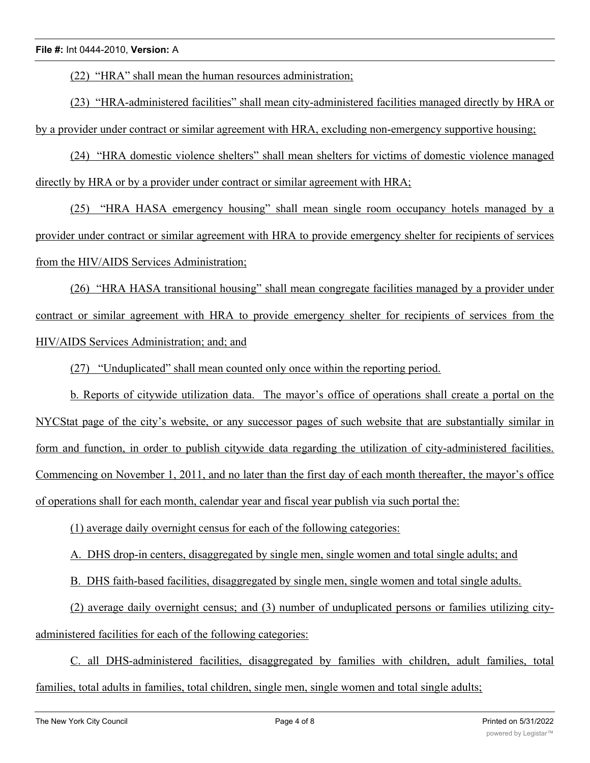(22) "HRA" shall mean the human resources administration;

(23) "HRA-administered facilities" shall mean city-administered facilities managed directly by HRA or by a provider under contract or similar agreement with HRA, excluding non-emergency supportive housing;

(24) "HRA domestic violence shelters" shall mean shelters for victims of domestic violence managed directly by HRA or by a provider under contract or similar agreement with HRA;

(25) "HRA HASA emergency housing" shall mean single room occupancy hotels managed by a provider under contract or similar agreement with HRA to provide emergency shelter for recipients of services from the HIV/AIDS Services Administration;

(26) "HRA HASA transitional housing" shall mean congregate facilities managed by a provider under contract or similar agreement with HRA to provide emergency shelter for recipients of services from the HIV/AIDS Services Administration; and; and

(27) "Unduplicated" shall mean counted only once within the reporting period.

b. Reports of citywide utilization data. The mayor's office of operations shall create a portal on the NYCStat page of the city's website, or any successor pages of such website that are substantially similar in form and function, in order to publish citywide data regarding the utilization of city-administered facilities. Commencing on November 1, 2011, and no later than the first day of each month thereafter, the mayor's office of operations shall for each month, calendar year and fiscal year publish via such portal the:

(1) average daily overnight census for each of the following categories:

A. DHS drop-in centers, disaggregated by single men, single women and total single adults; and

B. DHS faith-based facilities, disaggregated by single men, single women and total single adults.

(2) average daily overnight census; and (3) number of unduplicated persons or families utilizing city-administered facilities for each of the following categories:

C. all DHS-administered facilities, disaggregated by families with children, adult families, total families, total adults in families, total children, single men, single women and total single adults;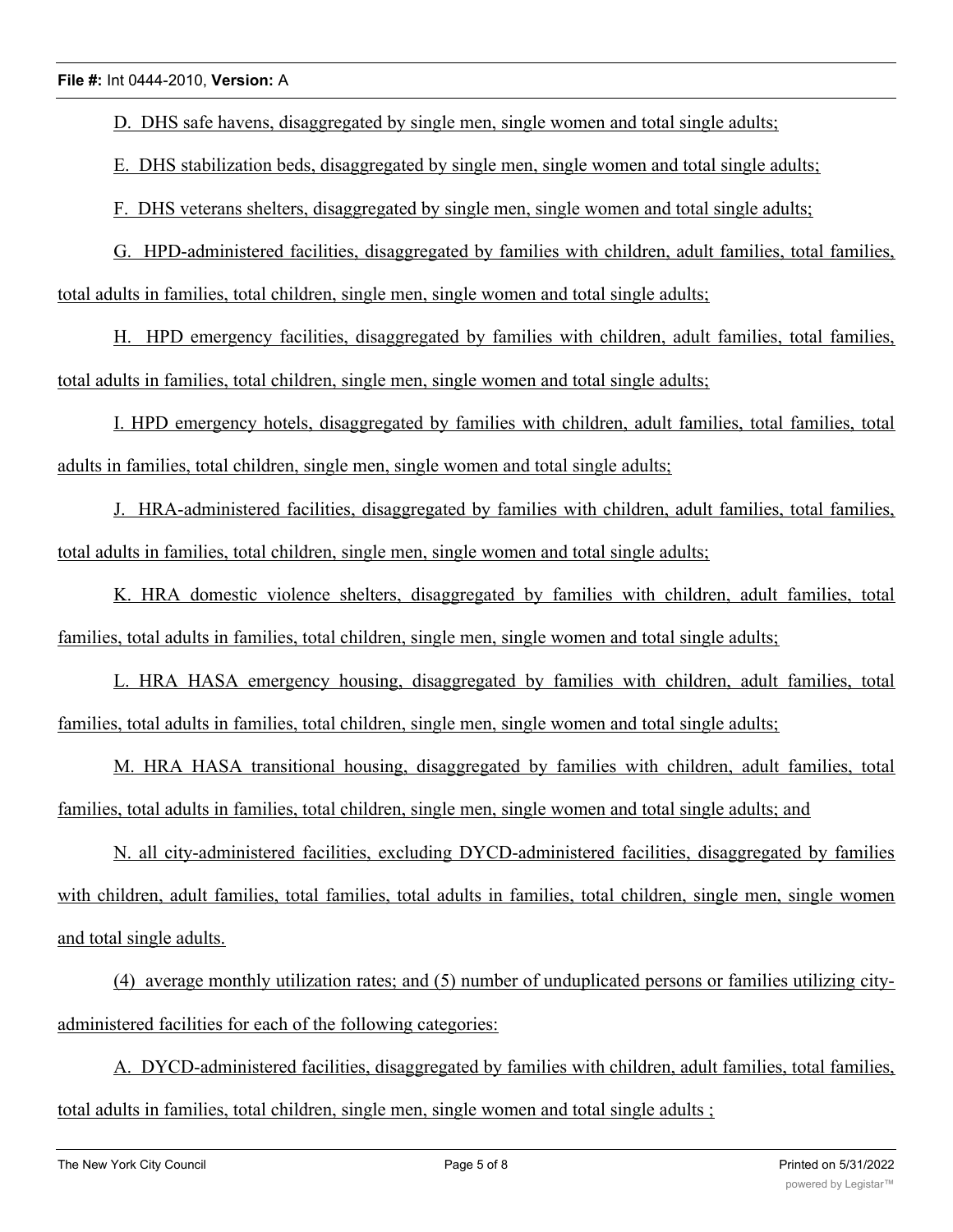D. DHS safe havens, disaggregated by single men, single women and total single adults;

E. DHS stabilization beds, disaggregated by single men, single women and total single adults;

F. DHS veterans shelters, disaggregated by single men, single women and total single adults;

G. HPD-administered facilities, disaggregated by families with children, adult families, total families, total adults in families, total children, single men, single women and total single adults;

H. HPD emergency facilities, disaggregated by families with children, adult families, total families, total adults in families, total children, single men, single women and total single adults;

I. HPD emergency hotels, disaggregated by families with children, adult families, total families, total adults in families, total children, single men, single women and total single adults;

J. HRA-administered facilities, disaggregated by families with children, adult families, total families, total adults in families, total children, single men, single women and total single adults;

K. HRA domestic violence shelters, disaggregated by families with children, adult families, total families, total adults in families, total children, single men, single women and total single adults;

L. HRA HASA emergency housing, disaggregated by families with children, adult families, total families, total adults in families, total children, single men, single women and total single adults;

M. HRA HASA transitional housing, disaggregated by families with children, adult families, total families, total adults in families, total children, single men, single women and total single adults; and

N. all city-administered facilities, excluding DYCD-administered facilities, disaggregated by families with children, adult families, total families, total adults in families, total children, single men, single women and total single adults.

(4) average monthly utilization rates; and (5) number of unduplicated persons or families utilizing city-administered facilities for each of the following categories:

A. DYCD-administered facilities, disaggregated by families with children, adult families, total families, total adults in families, total children, single men, single women and total single adults ;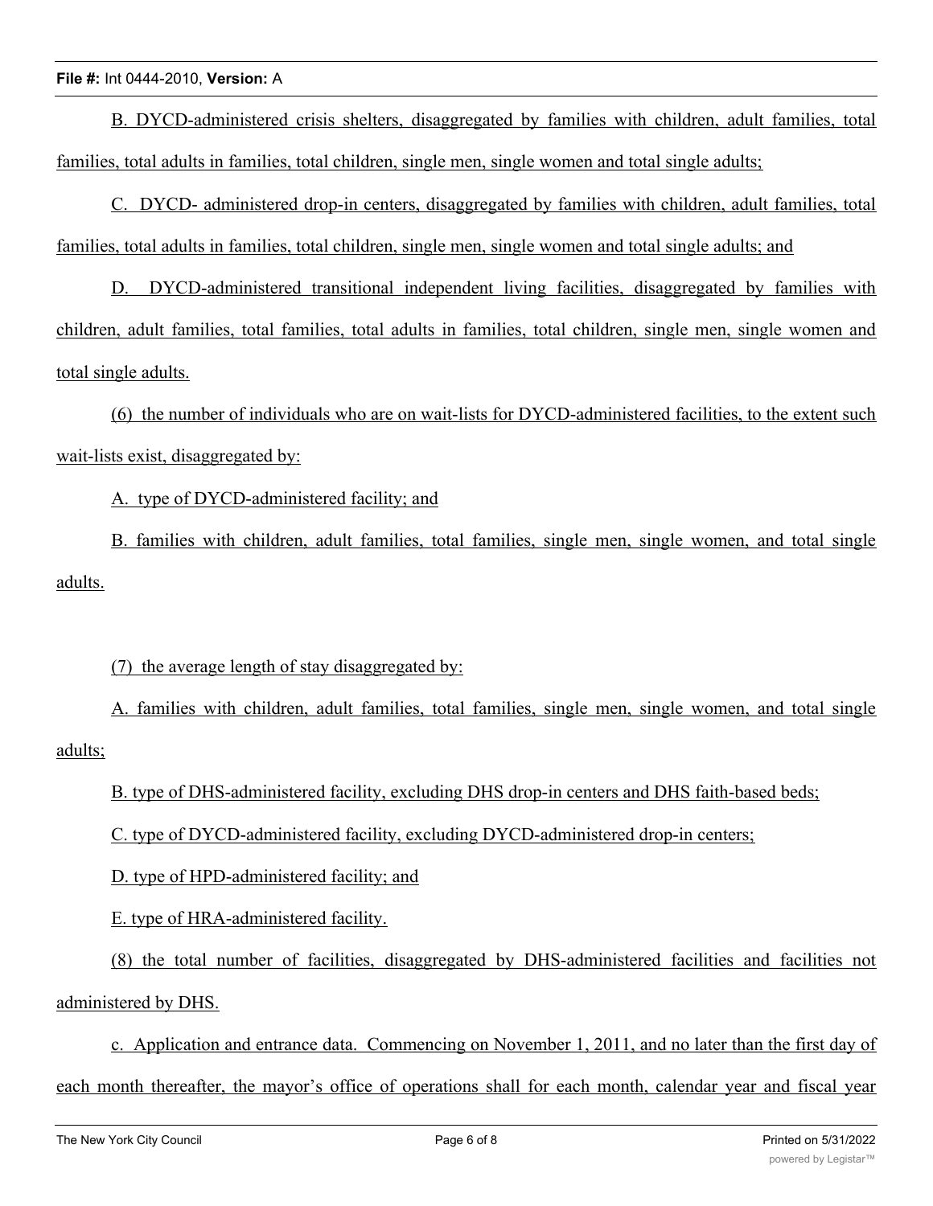B. DYCD-administered crisis shelters, disaggregated by families with children, adult families, total families, total adults in families, total children, single men, single women and total single adults;

C. DYCD- administered drop-in centers, disaggregated by families with children, adult families, total families, total adults in families, total children, single men, single women and total single adults; and

D. DYCD-administered transitional independent living facilities, disaggregated by families with children, adult families, total families, total adults in families, total children, single men, single women and total single adults.

(6) the number of individuals who are on wait-lists for DYCD-administered facilities, to the extent such wait-lists exist, disaggregated by:

A. type of DYCD-administered facility; and

B. families with children, adult families, total families, single men, single women, and total single adults.

(7) the average length of stay disaggregated by:

A. families with children, adult families, total families, single men, single women, and total single adults;

B. type of DHS-administered facility, excluding DHS drop-in centers and DHS faith-based beds;

C. type of DYCD-administered facility, excluding DYCD-administered drop-in centers;

D. type of HPD-administered facility; and

E. type of HRA-administered facility.

(8) the total number of facilities, disaggregated by DHS-administered facilities and facilities not administered by DHS.

c. Application and entrance data. Commencing on November 1, 2011, and no later than the first day of each month thereafter, the mayor's office of operations shall for each month, calendar year and fiscal year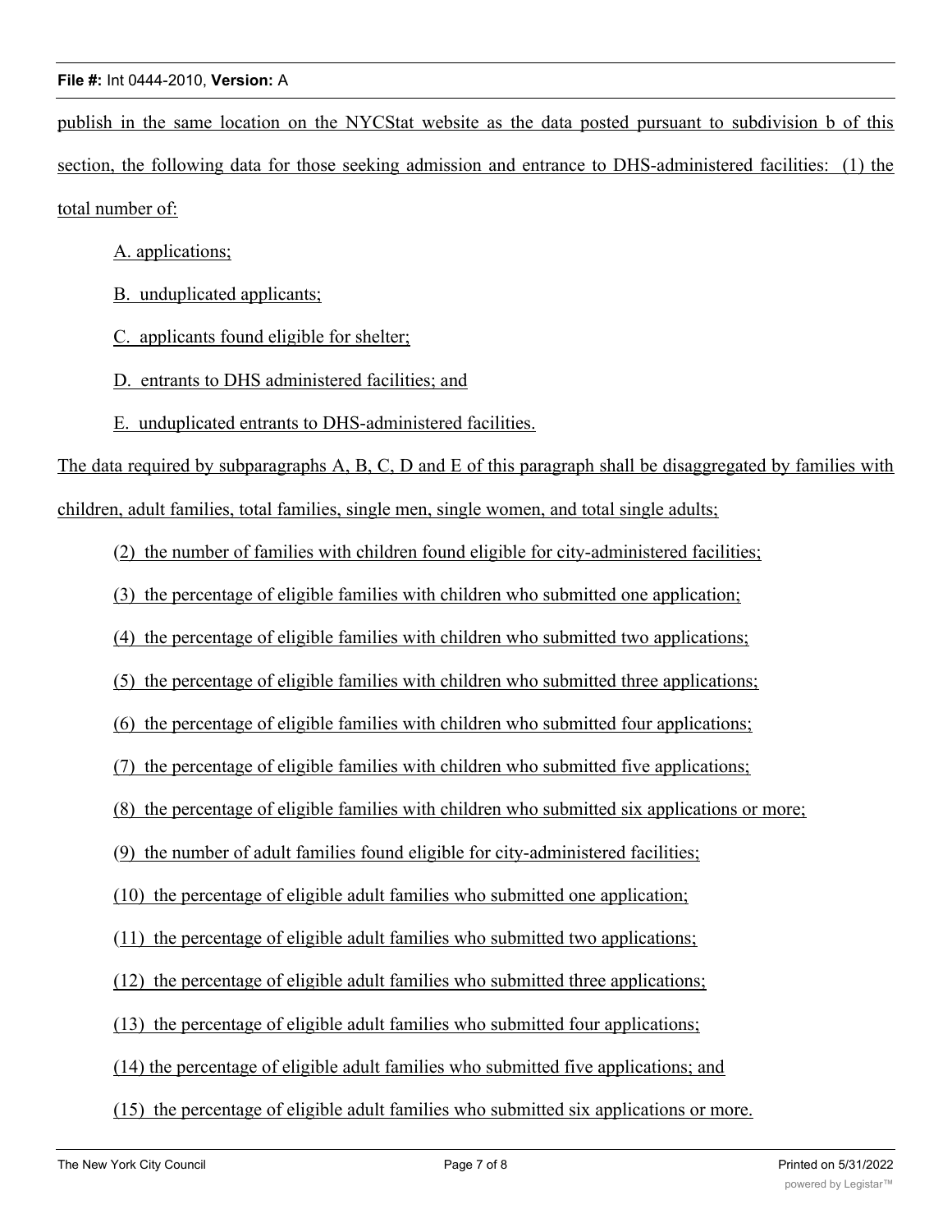publish in the same location on the NYCStat website as the data posted pursuant to subdivision b of this section, the following data for those seeking admission and entrance to DHS-administered facilities: (1) the total number of:

A. applications;

B. unduplicated applicants;

C. applicants found eligible for shelter;

D. entrants to DHS administered facilities; and

E. unduplicated entrants to DHS-administered facilities.

The data required by subparagraphs A, B, C, D and E of this paragraph shall be disaggregated by families with children, adult families, total families, single men, single women, and total single adults;

(2) the number of families with children found eligible for city-administered facilities;

(3) the percentage of eligible families with children who submitted one application;

(4) the percentage of eligible families with children who submitted two applications;

(5) the percentage of eligible families with children who submitted three applications;

(6) the percentage of eligible families with children who submitted four applications;

(7) the percentage of eligible families with children who submitted five applications;

(8) the percentage of eligible families with children who submitted six applications or more;

(9) the number of adult families found eligible for city-administered facilities;

(10) the percentage of eligible adult families who submitted one application;

(11) the percentage of eligible adult families who submitted two applications;

(12) the percentage of eligible adult families who submitted three applications;

(13) the percentage of eligible adult families who submitted four applications;

(14) the percentage of eligible adult families who submitted five applications; and

(15) the percentage of eligible adult families who submitted six applications or more.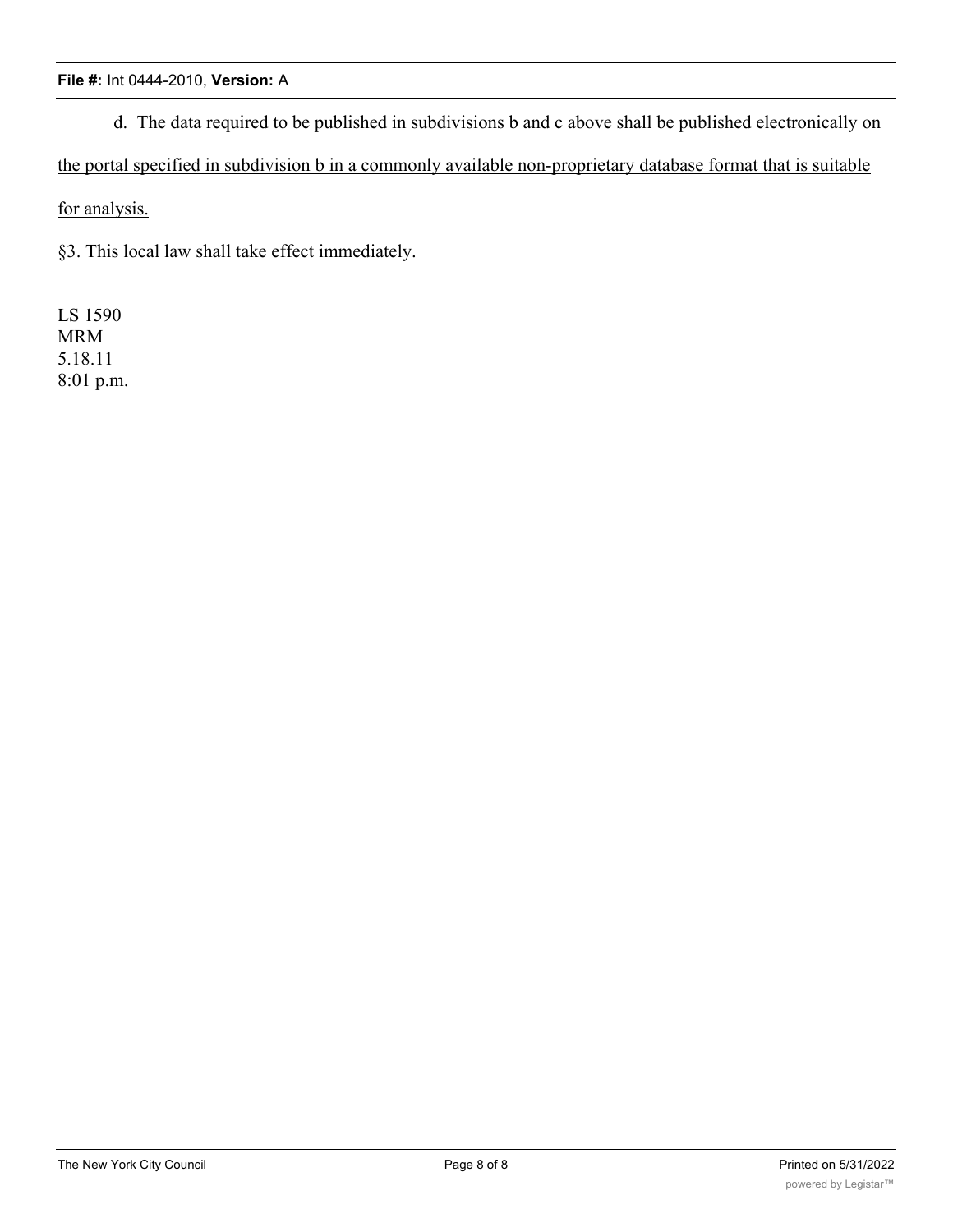d. The data required to be published in subdivisions b and c above shall be published electronically on the portal specified in subdivision b in a commonly available non-proprietary database format that is suitable for analysis.

§3. This local law shall take effect immediately.

LS 1590
MRM
5.18.11
8:01 p.m.